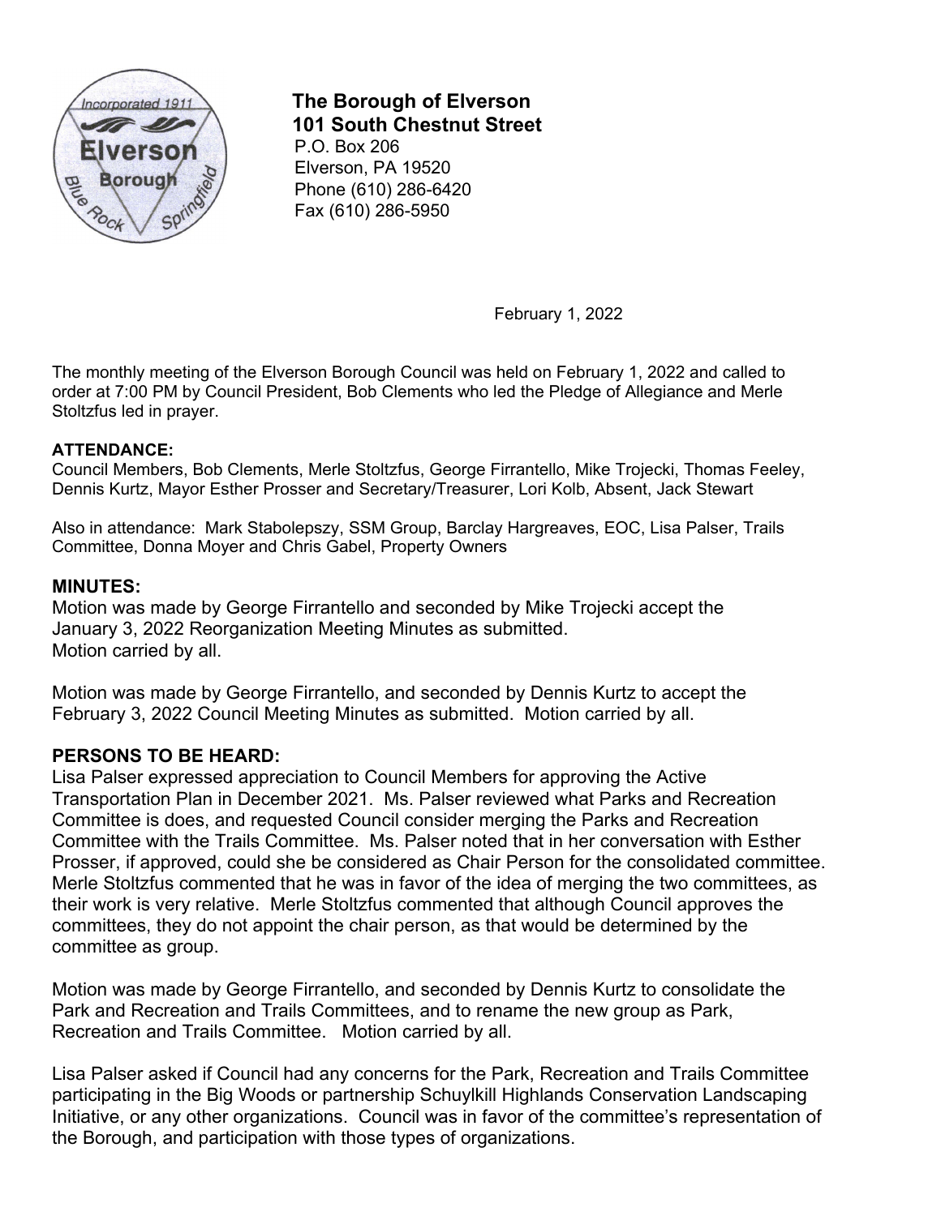**The Borough of Elverson**
**101 South Chestnut Street**
P.O. Box 206
Elverson, PA 19520
Phone (610) 286-6420
Fax (610) 286-5950

February 1, 2022

The monthly meeting of the Elverson Borough Council was held on February 1, 2022 and called to order at 7:00 PM by Council President, Bob Clements who led the Pledge of Allegiance and Merle Stoltzfus led in prayer.

**ATTENDANCE:**
Council Members, Bob Clements, Merle Stoltzfus, George Firrantello, Mike Trojecki, Thomas Feeley, Dennis Kurtz, Mayor Esther Prosser and Secretary/Treasurer, Lori Kolb, Absent, Jack Stewart

Also in attendance: Mark Stabolepszy, SSM Group, Barclay Hargreaves, EOC, Lisa Palser, Trails Committee, Donna Moyer and Chris Gabel, Property Owners

**MINUTES:**
Motion was made by George Firrantello and seconded by Mike Trojecki accept the January 3, 2022 Reorganization Meeting Minutes as submitted.
Motion carried by all.

Motion was made by George Firrantello, and seconded by Dennis Kurtz to accept the February 3, 2022 Council Meeting Minutes as submitted. Motion carried by all.

**PERSONS TO BE HEARD:**
Lisa Palser expressed appreciation to Council Members for approving the Active Transportation Plan in December 2021. Ms. Palser reviewed what Parks and Recreation Committee is does, and requested Council consider merging the Parks and Recreation Committee with the Trails Committee. Ms. Palser noted that in her conversation with Esther Prosser, if approved, could she be considered as Chair Person for the consolidated committee. Merle Stoltzfus commented that he was in favor of the idea of merging the two committees, as their work is very relative. Merle Stoltzfus commented that although Council approves the committees, they do not appoint the chair person, as that would be determined by the committee as group.

Motion was made by George Firrantello, and seconded by Dennis Kurtz to consolidate the Park and Recreation and Trails Committees, and to rename the new group as Park, Recreation and Trails Committee. Motion carried by all.

Lisa Palser asked if Council had any concerns for the Park, Recreation and Trails Committee participating in the Big Woods or partnership Schuylkill Highlands Conservation Landscaping Initiative, or any other organizations. Council was in favor of the committee's representation of the Borough, and participation with those types of organizations.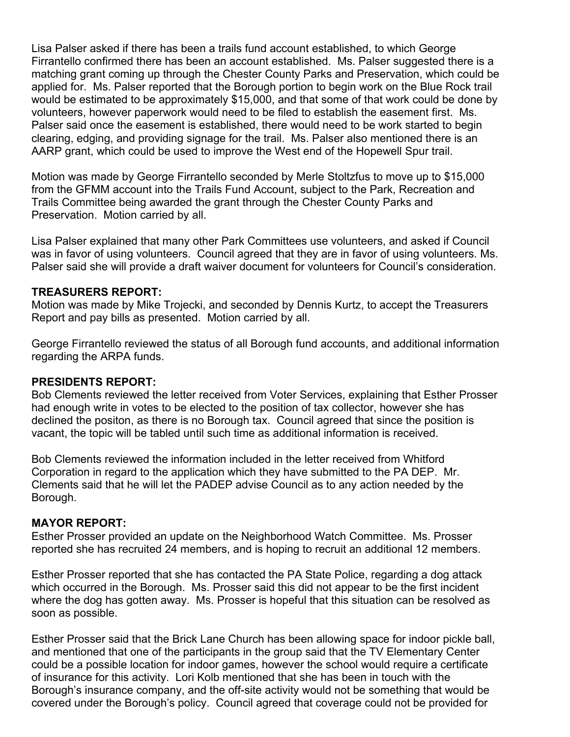Lisa Palser asked if there has been a trails fund account established, to which George Firrantello confirmed there has been an account established. Ms. Palser suggested there is a matching grant coming up through the Chester County Parks and Preservation, which could be applied for. Ms. Palser reported that the Borough portion to begin work on the Blue Rock trail would be estimated to be approximately $15,000, and that some of that work could be done by volunteers, however paperwork would need to be filed to establish the easement first. Ms. Palser said once the easement is established, there would need to be work started to begin clearing, edging, and providing signage for the trail. Ms. Palser also mentioned there is an AARP grant, which could be used to improve the West end of the Hopewell Spur trail.

Motion was made by George Firrantello seconded by Merle Stoltzfus to move up to $15,000 from the GFMM account into the Trails Fund Account, subject to the Park, Recreation and Trails Committee being awarded the grant through the Chester County Parks and Preservation. Motion carried by all.

Lisa Palser explained that many other Park Committees use volunteers, and asked if Council was in favor of using volunteers. Council agreed that they are in favor of using volunteers. Ms. Palser said she will provide a draft waiver document for volunteers for Council's consideration.

**TREASURERS REPORT:**
Motion was made by Mike Trojecki, and seconded by Dennis Kurtz, to accept the Treasurers Report and pay bills as presented. Motion carried by all.

George Firrantello reviewed the status of all Borough fund accounts, and additional information regarding the ARPA funds.

**PRESIDENTS REPORT:**
Bob Clements reviewed the letter received from Voter Services, explaining that Esther Prosser had enough write in votes to be elected to the position of tax collector, however she has declined the positon, as there is no Borough tax. Council agreed that since the position is vacant, the topic will be tabled until such time as additional information is received.

Bob Clements reviewed the information included in the letter received from Whitford Corporation in regard to the application which they have submitted to the PA DEP. Mr. Clements said that he will let the PADEP advise Council as to any action needed by the Borough.

**MAYOR REPORT:**
Esther Prosser provided an update on the Neighborhood Watch Committee. Ms. Prosser reported she has recruited 24 members, and is hoping to recruit an additional 12 members.

Esther Prosser reported that she has contacted the PA State Police, regarding a dog attack which occurred in the Borough. Ms. Prosser said this did not appear to be the first incident where the dog has gotten away. Ms. Prosser is hopeful that this situation can be resolved as soon as possible.

Esther Prosser said that the Brick Lane Church has been allowing space for indoor pickle ball, and mentioned that one of the participants in the group said that the TV Elementary Center could be a possible location for indoor games, however the school would require a certificate of insurance for this activity. Lori Kolb mentioned that she has been in touch with the Borough's insurance company, and the off-site activity would not be something that would be covered under the Borough's policy. Council agreed that coverage could not be provided for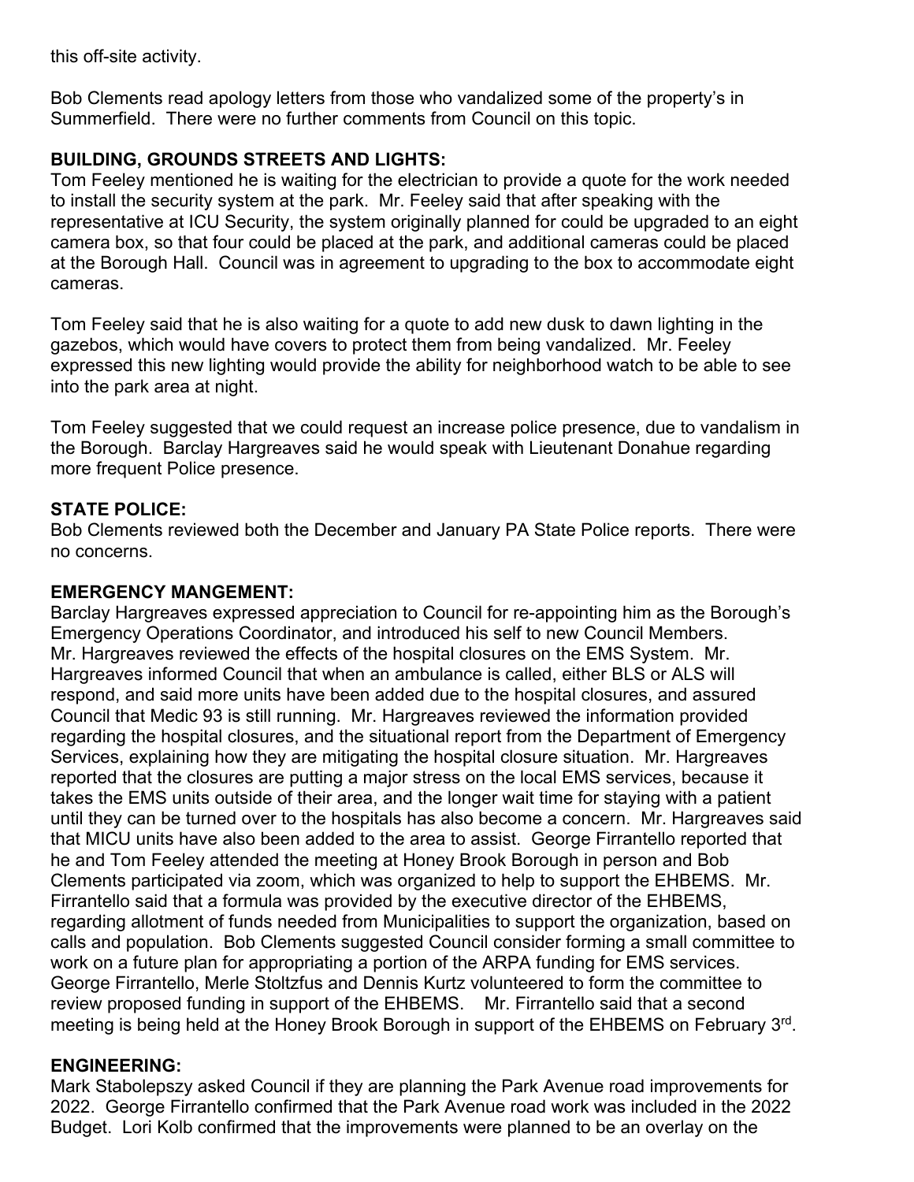this off-site activity.

Bob Clements read apology letters from those who vandalized some of the property's in Summerfield. There were no further comments from Council on this topic.

**BUILDING, GROUNDS STREETS AND LIGHTS:**
Tom Feeley mentioned he is waiting for the electrician to provide a quote for the work needed to install the security system at the park. Mr. Feeley said that after speaking with the representative at ICU Security, the system originally planned for could be upgraded to an eight camera box, so that four could be placed at the park, and additional cameras could be placed at the Borough Hall. Council was in agreement to upgrading to the box to accommodate eight cameras.

Tom Feeley said that he is also waiting for a quote to add new dusk to dawn lighting in the gazebos, which would have covers to protect them from being vandalized. Mr. Feeley expressed this new lighting would provide the ability for neighborhood watch to be able to see into the park area at night.

Tom Feeley suggested that we could request an increase police presence, due to vandalism in the Borough. Barclay Hargreaves said he would speak with Lieutenant Donahue regarding more frequent Police presence.

**STATE POLICE:**
Bob Clements reviewed both the December and January PA State Police reports. There were no concerns.

**EMERGENCY MANGEMENT:**
Barclay Hargreaves expressed appreciation to Council for re-appointing him as the Borough's Emergency Operations Coordinator, and introduced his self to new Council Members. Mr. Hargreaves reviewed the effects of the hospital closures on the EMS System. Mr. Hargreaves informed Council that when an ambulance is called, either BLS or ALS will respond, and said more units have been added due to the hospital closures, and assured Council that Medic 93 is still running. Mr. Hargreaves reviewed the information provided regarding the hospital closures, and the situational report from the Department of Emergency Services, explaining how they are mitigating the hospital closure situation. Mr. Hargreaves reported that the closures are putting a major stress on the local EMS services, because it takes the EMS units outside of their area, and the longer wait time for staying with a patient until they can be turned over to the hospitals has also become a concern. Mr. Hargreaves said that MICU units have also been added to the area to assist. George Firrantello reported that he and Tom Feeley attended the meeting at Honey Brook Borough in person and Bob Clements participated via zoom, which was organized to help to support the EHBEMS. Mr. Firrantello said that a formula was provided by the executive director of the EHBEMS, regarding allotment of funds needed from Municipalities to support the organization, based on calls and population. Bob Clements suggested Council consider forming a small committee to work on a future plan for appropriating a portion of the ARPA funding for EMS services. George Firrantello, Merle Stoltzfus and Dennis Kurtz volunteered to form the committee to review proposed funding in support of the EHBEMS. Mr. Firrantello said that a second meeting is being held at the Honey Brook Borough in support of the EHBEMS on February 3rd.

**ENGINEERING:**
Mark Stabolepszy asked Council if they are planning the Park Avenue road improvements for 2022. George Firrantello confirmed that the Park Avenue road work was included in the 2022 Budget. Lori Kolb confirmed that the improvements were planned to be an overlay on the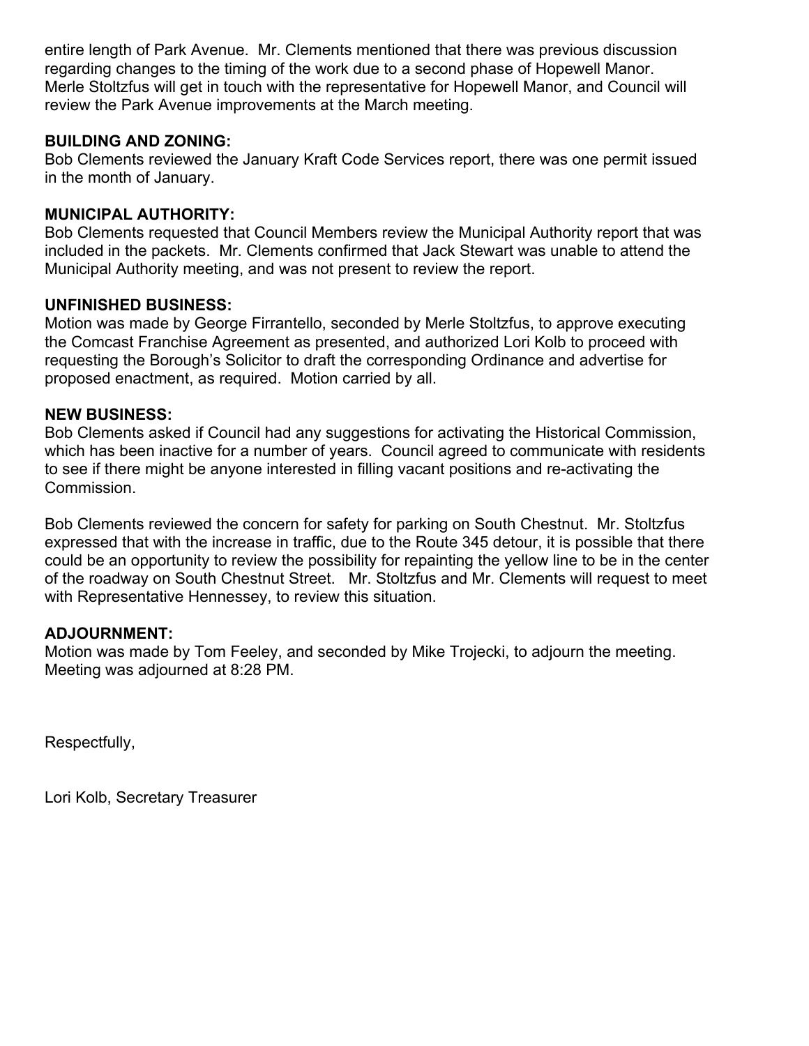entire length of Park Avenue. Mr. Clements mentioned that there was previous discussion regarding changes to the timing of the work due to a second phase of Hopewell Manor. Merle Stoltzfus will get in touch with the representative for Hopewell Manor, and Council will review the Park Avenue improvements at the March meeting.

**BUILDING AND ZONING:**
Bob Clements reviewed the January Kraft Code Services report, there was one permit issued in the month of January.

**MUNICIPAL AUTHORITY:**
Bob Clements requested that Council Members review the Municipal Authority report that was included in the packets. Mr. Clements confirmed that Jack Stewart was unable to attend the Municipal Authority meeting, and was not present to review the report.

**UNFINISHED BUSINESS:**
Motion was made by George Firrantello, seconded by Merle Stoltzfus, to approve executing the Comcast Franchise Agreement as presented, and authorized Lori Kolb to proceed with requesting the Borough's Solicitor to draft the corresponding Ordinance and advertise for proposed enactment, as required. Motion carried by all.

**NEW BUSINESS:**
Bob Clements asked if Council had any suggestions for activating the Historical Commission, which has been inactive for a number of years. Council agreed to communicate with residents to see if there might be anyone interested in filling vacant positions and re-activating the Commission.

Bob Clements reviewed the concern for safety for parking on South Chestnut. Mr. Stoltzfus expressed that with the increase in traffic, due to the Route 345 detour, it is possible that there could be an opportunity to review the possibility for repainting the yellow line to be in the center of the roadway on South Chestnut Street. Mr. Stoltzfus and Mr. Clements will request to meet with Representative Hennessey, to review this situation.

**ADJOURNMENT:**
Motion was made by Tom Feeley, and seconded by Mike Trojecki, to adjourn the meeting. Meeting was adjourned at 8:28 PM.

Respectfully,

Lori Kolb, Secretary Treasurer